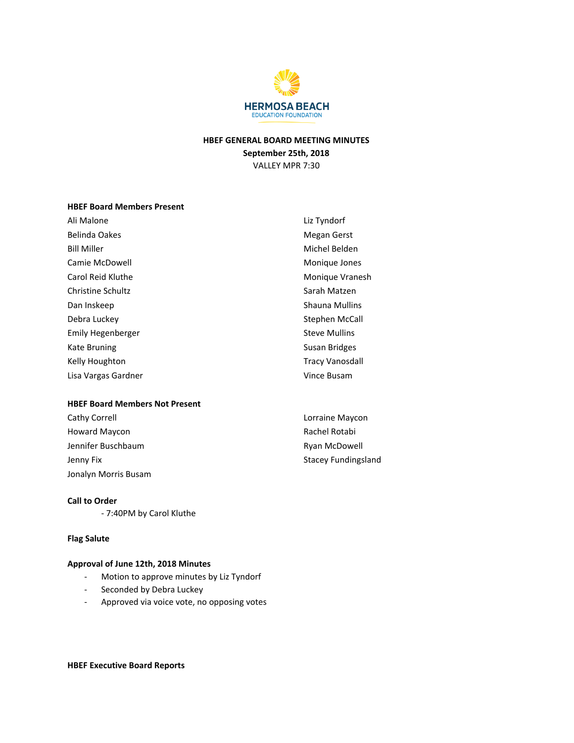HERMOSA BEACH
EDUCATION FOUNDATION

**HBEF GENERAL BOARD MEETING MINUTES**
**September 25th, 2018**
VALLEY MPR 7:30

**HBEF Board Members Present**

Ali Malone
Belinda Oakes
Bill Miller
Camie McDowell
Carol Reid Kluthe
Christine Schultz
Dan Inskeep
Debra Luckey
Emily Hegenberger
Kate Bruning
Kelly Houghton
Lisa Vargas Gardner
Liz Tyndorf
Megan Gerst
Michel Belden
Monique Jones
Monique Vranesh
Sarah Matzen
Shauna Mullins
Stephen McCall
Steve Mullins
Susan Bridges
Tracy Vanosdall
Vince Busam

**HBEF Board Members Not Present**

Cathy Correll
Howard Maycon
Jennifer Buschbaum
Jenny Fix
Jonalyn Morris Busam
Lorraine Maycon
Rachel Rotabi
Ryan McDowell
Stacey Fundingsland

**Call to Order**

- 7:40PM by Carol Kluthe

**Flag Salute**

**Approval of June 12th, 2018 Minutes**

- Motion to approve minutes by Liz Tyndorf
- Seconded by Debra Luckey
- Approved via voice vote, no opposing votes

**HBEF Executive Board Reports**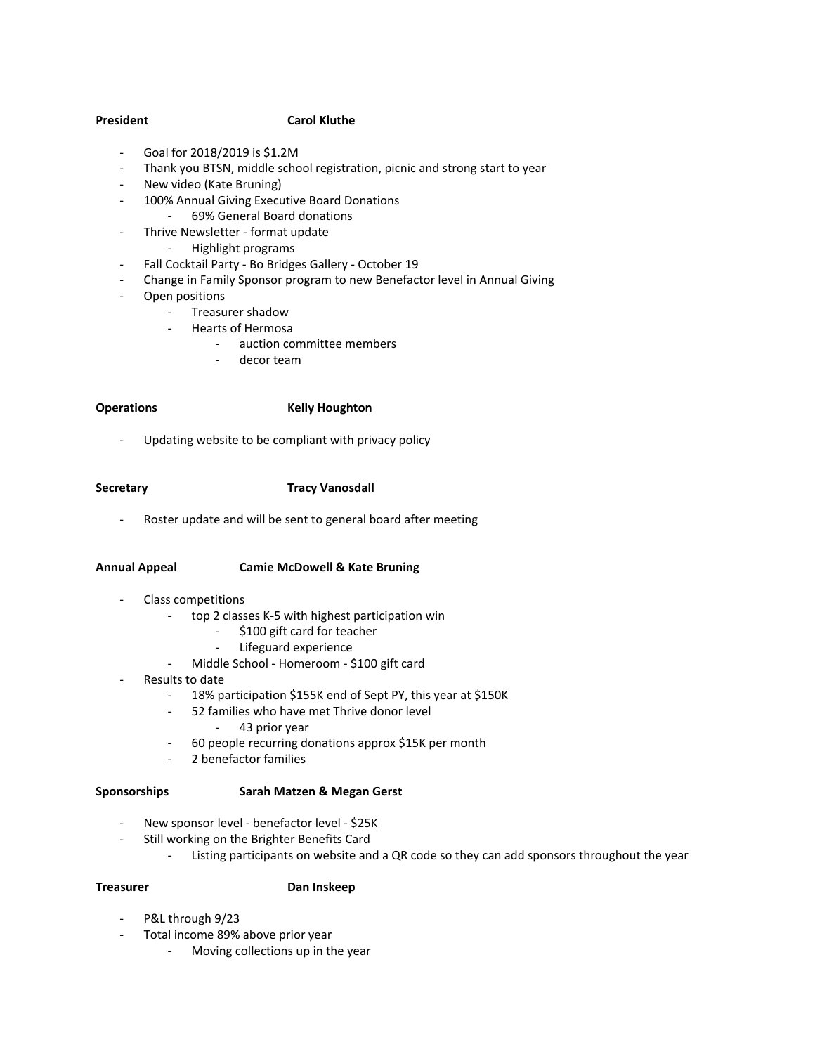**President** **Carol Kluthe**

- Goal for 2018/2019 is $1.2M
- Thank you BTSN, middle school registration, picnic and strong start to year
- New video (Kate Bruning)
- 100% Annual Giving Executive Board Donations
    - 69% General Board donations
- Thrive Newsletter - format update
    - Highlight programs
- Fall Cocktail Party - Bo Bridges Gallery - October 19
- Change in Family Sponsor program to new Benefactor level in Annual Giving
- Open positions
    - Treasurer shadow
    - Hearts of Hermosa
        - auction committee members
        - decor team

**Operations** **Kelly Houghton**

- Updating website to be compliant with privacy policy

**Secretary** **Tracy Vanosdall**

- Roster update and will be sent to general board after meeting

**Annual Appeal** **Camie McDowell & Kate Bruning**

- Class competitions
    - top 2 classes K-5 with highest participation win
        - $100 gift card for teacher
        - Lifeguard experience
    - Middle School - Homeroom - $100 gift card
- Results to date
    - 18% participation $155K end of Sept PY, this year at $150K
    - 52 families who have met Thrive donor level
        - 43 prior year
    - 60 people recurring donations approx $15K per month
    - 2 benefactor families

**Sponsorships** **Sarah Matzen & Megan Gerst**

- New sponsor level - benefactor level - $25K
- Still working on the Brighter Benefits Card
    - Listing participants on website and a QR code so they can add sponsors throughout the year

**Treasurer** **Dan Inskeep**

- P&L through 9/23
- Total income 89% above prior year
    - Moving collections up in the year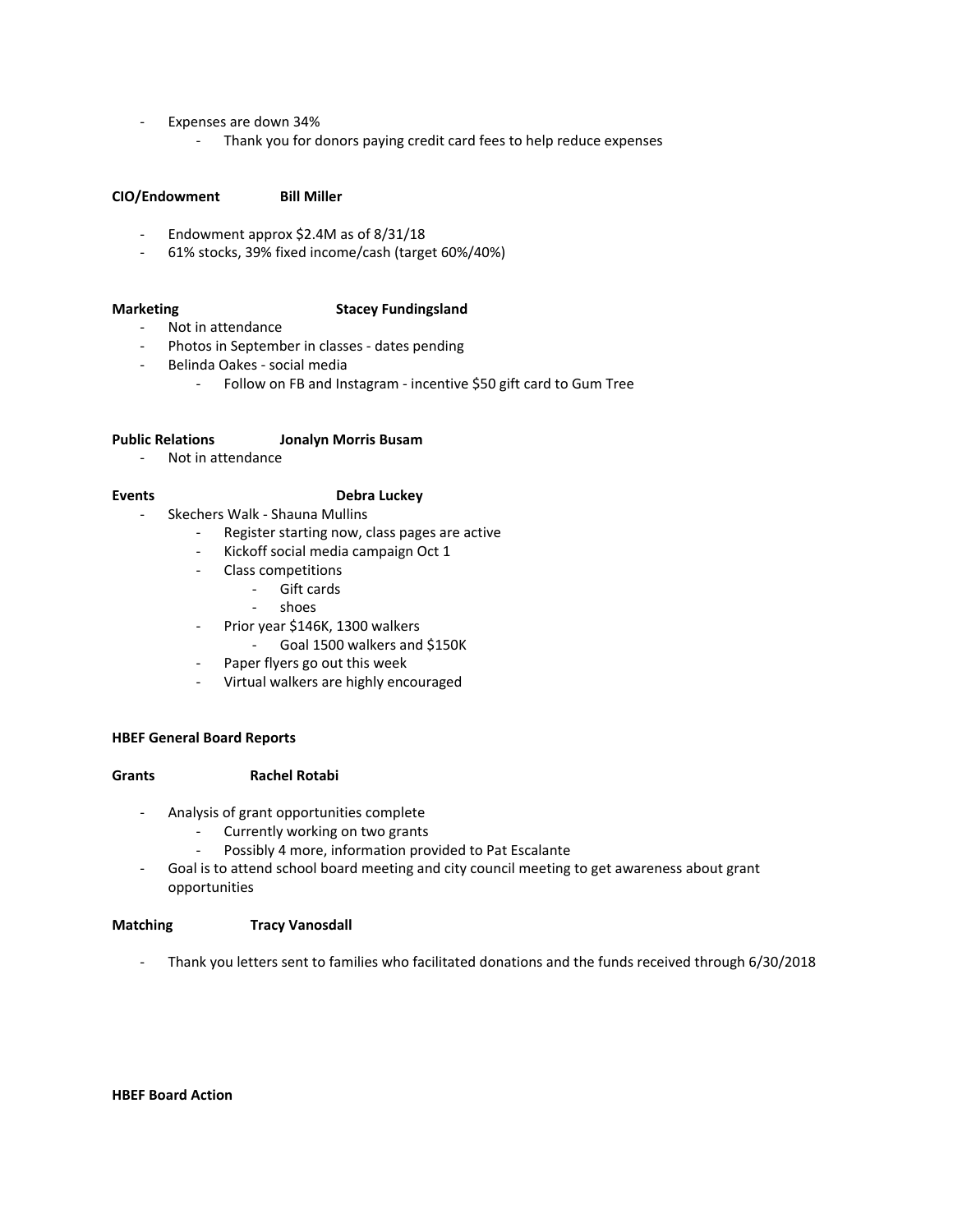- Expenses are down 34%
    - Thank you for donors paying credit card fees to help reduce expenses

**CIO/Endowment** **Bill Miller**

- Endowment approx $2.4M as of 8/31/18
- 61% stocks, 39% fixed income/cash (target 60%/40%)

**Marketing** **Stacey Fundingsland**

- Not in attendance
- Photos in September in classes - dates pending
- Belinda Oakes - social media
    - Follow on FB and Instagram - incentive $50 gift card to Gum Tree

**Public Relations** **Jonalyn Morris Busam**

- Not in attendance

**Events** **Debra Luckey**

- Skechers Walk - Shauna Mullins
    - Register starting now, class pages are active
    - Kickoff social media campaign Oct 1
    - Class competitions
        - Gift cards
        - shoes
    - Prior year $146K, 1300 walkers
        - Goal 1500 walkers and $150K
    - Paper flyers go out this week
    - Virtual walkers are highly encouraged

**HBEF General Board Reports**

**Grants** **Rachel Rotabi**

- Analysis of grant opportunities complete
    - Currently working on two grants
    - Possibly 4 more, information provided to Pat Escalante
- Goal is to attend school board meeting and city council meeting to get awareness about grant opportunities

**Matching** **Tracy Vanosdall**

- Thank you letters sent to families who facilitated donations and the funds received through 6/30/2018

**HBEF Board Action**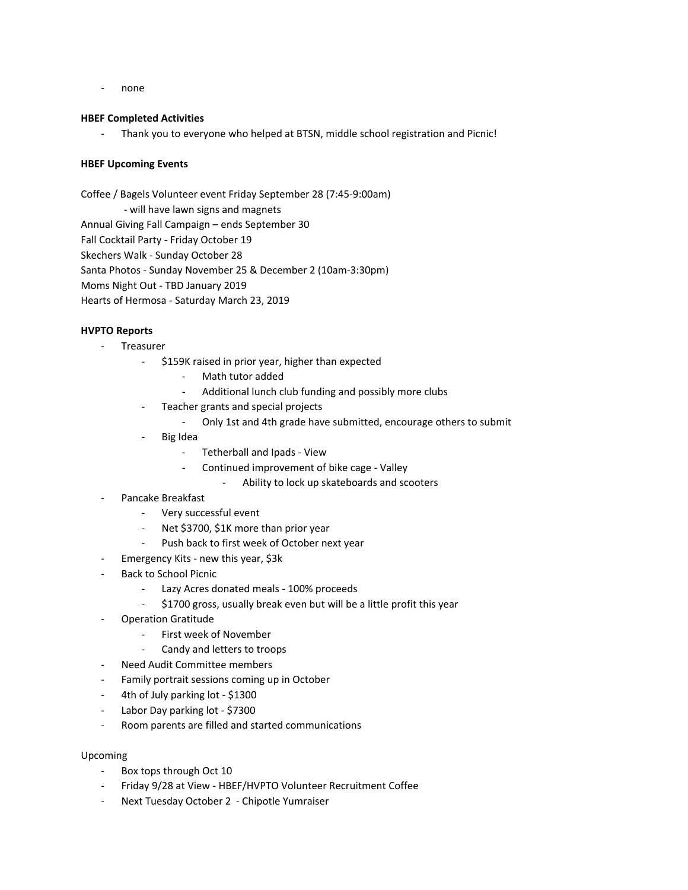- none

**HBEF Completed Activities**

- Thank you to everyone who helped at BTSN, middle school registration and Picnic!

**HBEF Upcoming Events**

Coffee / Bagels Volunteer event Friday September 28 (7:45-9:00am)
- will have lawn signs and magnets

Annual Giving Fall Campaign – ends September 30
Fall Cocktail Party - Friday October 19
Skechers Walk - Sunday October 28
Santa Photos - Sunday November 25 & December 2 (10am-3:30pm)
Moms Night Out - TBD January 2019
Hearts of Hermosa - Saturday March 23, 2019

**HVPTO Reports**

- Treasurer
  - $159K raised in prior year, higher than expected
    - Math tutor added
    - Additional lunch club funding and possibly more clubs
  - Teacher grants and special projects
    - Only 1st and 4th grade have submitted, encourage others to submit
  - Big Idea
    - Tetherball and Ipads - View
    - Continued improvement of bike cage - Valley
      - Ability to lock up skateboards and scooters
- Pancake Breakfast
  - Very successful event
  - Net $3700, $1K more than prior year
  - Push back to first week of October next year
- Emergency Kits - new this year, $3k
- Back to School Picnic
  - Lazy Acres donated meals - 100% proceeds
  - $1700 gross, usually break even but will be a little profit this year
- Operation Gratitude
  - First week of November
  - Candy and letters to troops
- Need Audit Committee members
- Family portrait sessions coming up in October
- 4th of July parking lot - $1300
- Labor Day parking lot - $7300
- Room parents are filled and started communications

Upcoming

- Box tops through Oct 10
- Friday 9/28 at View - HBEF/HVPTO Volunteer Recruitment Coffee
- Next Tuesday October 2 - Chipotle Yumraiser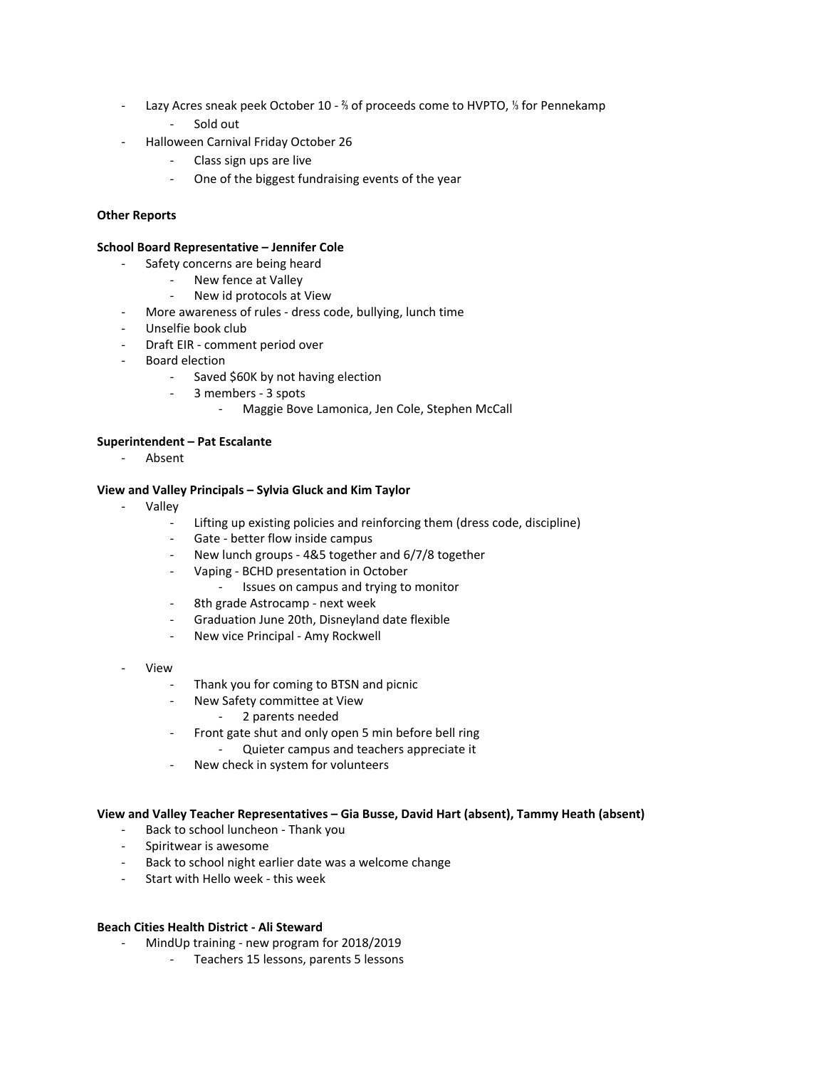- Lazy Acres sneak peek October 10 - ⅔ of proceeds come to HVPTO, ⅓ for Pennekamp
  - Sold out
- Halloween Carnival Friday October 26
  - Class sign ups are live
  - One of the biggest fundraising events of the year

**Other Reports**

**School Board Representative – Jennifer Cole**

- Safety concerns are being heard
  - New fence at Valley
  - New id protocols at View
- More awareness of rules - dress code, bullying, lunch time
- Unselfie book club
- Draft EIR - comment period over
- Board election
  - Saved $60K by not having election
  - 3 members - 3 spots
    - Maggie Bove Lamonica, Jen Cole, Stephen McCall

**Superintendent – Pat Escalante**

- Absent

**View and Valley Principals – Sylvia Gluck and Kim Taylor**

- Valley
  - Lifting up existing policies and reinforcing them (dress code, discipline)
  - Gate - better flow inside campus
  - New lunch groups - 4&5 together and 6/7/8 together
  - Vaping - BCHD presentation in October
    - Issues on campus and trying to monitor
  - 8th grade Astrocamp - next week
  - Graduation June 20th, Disneyland date flexible
  - New vice Principal - Amy Rockwell

- View
  - Thank you for coming to BTSN and picnic
  - New Safety committee at View
    - 2 parents needed
  - Front gate shut and only open 5 min before bell ring
    - Quieter campus and teachers appreciate it
  - New check in system for volunteers

**View and Valley Teacher Representatives – Gia Busse, David Hart (absent), Tammy Heath (absent)**

- Back to school luncheon - Thank you
- Spiritwear is awesome
- Back to school night earlier date was a welcome change
- Start with Hello week - this week

**Beach Cities Health District - Ali Steward**

- MindUp training - new program for 2018/2019
  - Teachers 15 lessons, parents 5 lessons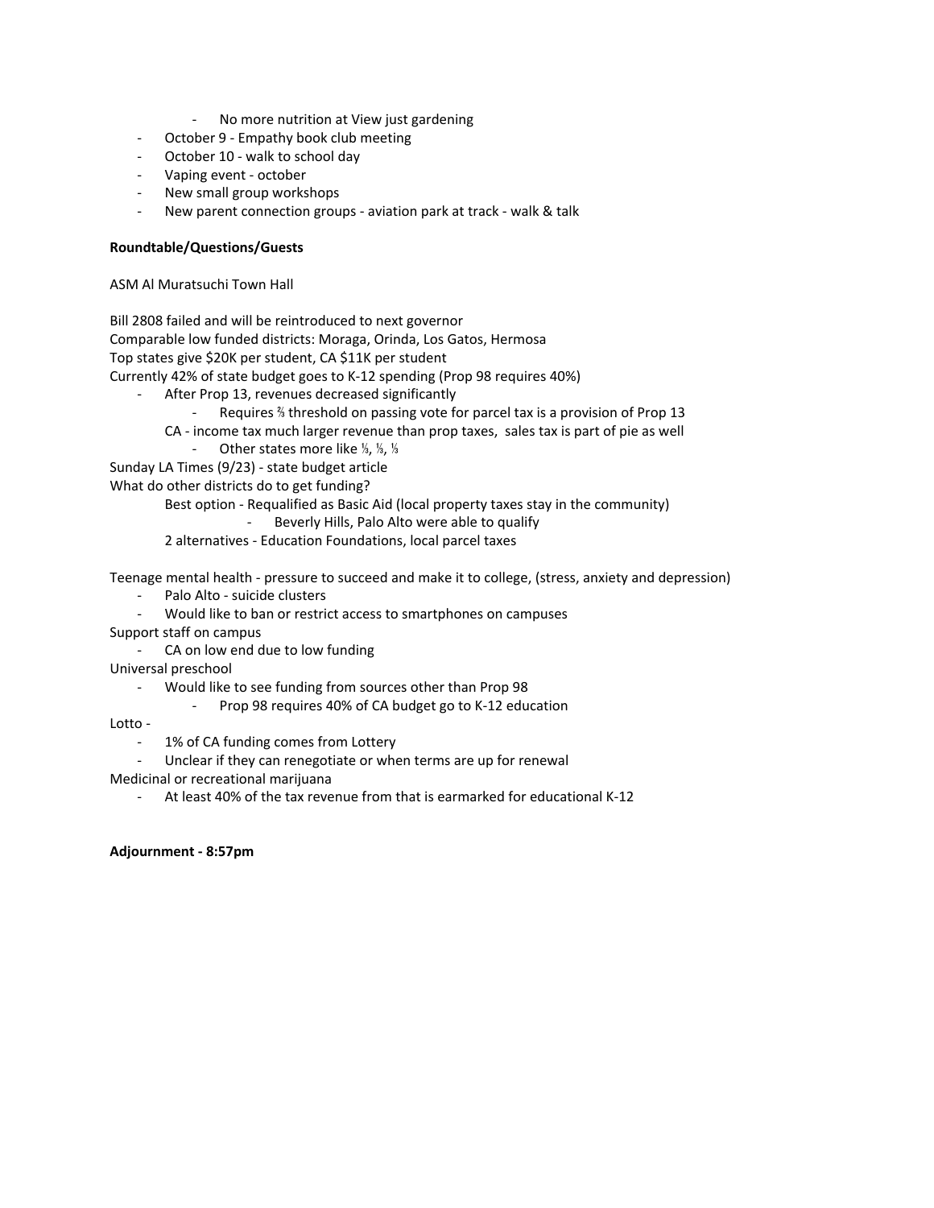- No more nutrition at View just gardening
- October 9 - Empathy book club meeting
- October 10 - walk to school day
- Vaping event - october
- New small group workshops
- New parent connection groups - aviation park at track - walk & talk

**Roundtable/Questions/Guests**

ASM Al Muratsuchi Town Hall

Bill 2808 failed and will be reintroduced to next governor
Comparable low funded districts: Moraga, Orinda, Los Gatos, Hermosa
Top states give $20K per student, CA $11K per student
Currently 42% of state budget goes to K-12 spending (Prop 98 requires 40%)

- After Prop 13, revenues decreased significantly
    - Requires ⅔ threshold on passing vote for parcel tax is a provision of Prop 13

  CA - income tax much larger revenue than prop taxes, sales tax is part of pie as well
    - Other states more like ⅓, ⅓, ⅓

Sunday LA Times (9/23) - state budget article
What do other districts do to get funding?

  Best option - Requalified as Basic Aid (local property taxes stay in the community)
      - Beverly Hills, Palo Alto were able to qualify

  2 alternatives - Education Foundations, local parcel taxes

Teenage mental health - pressure to succeed and make it to college, (stress, anxiety and depression)

- Palo Alto - suicide clusters
- Would like to ban or restrict access to smartphones on campuses

Support staff on campus

- CA on low end due to low funding

Universal preschool

- Would like to see funding from sources other than Prop 98
    - Prop 98 requires 40% of CA budget go to K-12 education

Lotto -

- 1% of CA funding comes from Lottery
- Unclear if they can renegotiate or when terms are up for renewal

Medicinal or recreational marijuana

- At least 40% of the tax revenue from that is earmarked for educational K-12

**Adjournment - 8:57pm**